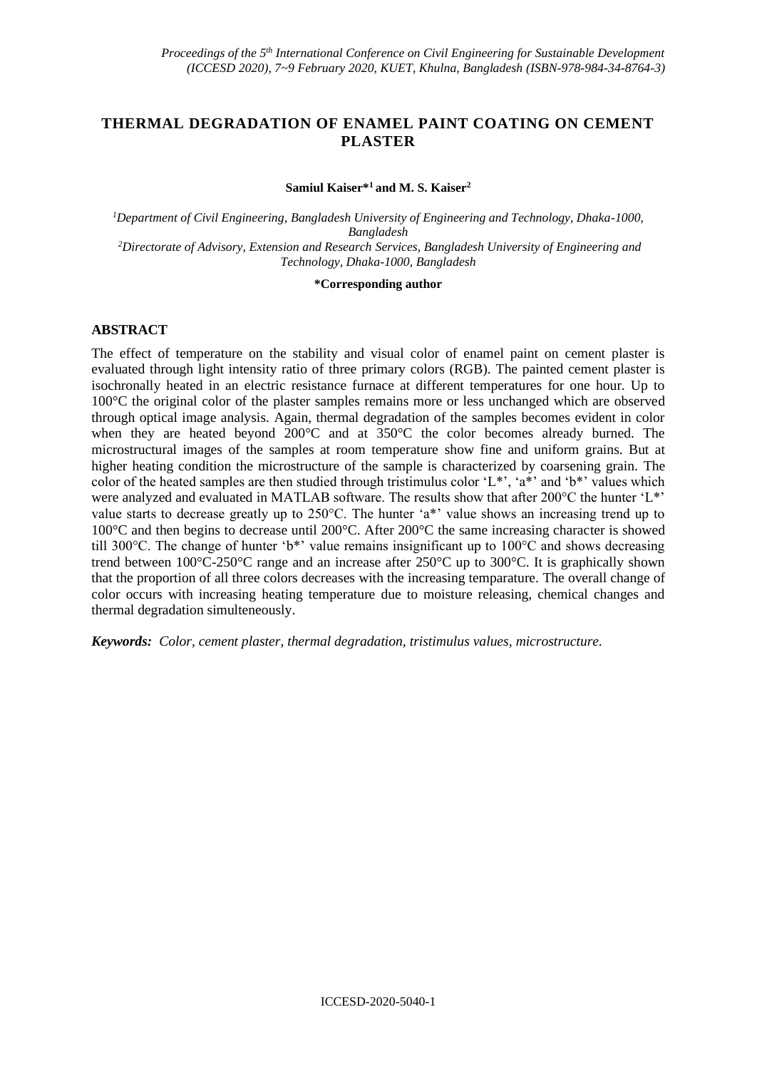# THERMAL DEGRADATION OF ENAMEL PAINT COATING ON CEMENT PLASTER

**Samiul Kaiser*[1] and M. S. Kaiser[2]**

[1]*Department of Civil Engineering, Bangladesh University of Engineering and Technology, Dhaka-1000, Bangladesh*
[2]*Directorate of Advisory, Extension and Research Services, Bangladesh University of Engineering and Technology, Dhaka-1000, Bangladesh*

**\*Corresponding author**

## ABSTRACT

The effect of temperature on the stability and visual color of enamel paint on cement plaster is evaluated through light intensity ratio of three primary colors (RGB). The painted cement plaster is isochronally heated in an electric resistance furnace at different temperatures for one hour. Up to 100°C the original color of the plaster samples remains more or less unchanged which are observed through optical image analysis. Again, thermal degradation of the samples becomes evident in color when they are heated beyond 200°C and at 350°C the color becomes already burned. The microstructural images of the samples at room temperature show fine and uniform grains. But at higher heating condition the microstructure of the sample is characterized by coarsening grain. The color of the heated samples are then studied through tristimulus color 'L*', 'a*' and 'b*' values which were analyzed and evaluated in MATLAB software. The results show that after 200°C the hunter 'L*' value starts to decrease greatly up to 250°C. The hunter 'a*' value shows an increasing trend up to 100°C and then begins to decrease until 200°C. After 200°C the same increasing character is showed till 300°C. The change of hunter 'b*' value remains insignificant up to 100°C and shows decreasing trend between 100°C-250°C range and an increase after 250°C up to 300°C. It is graphically shown that the proportion of all three colors decreases with the increasing temparature. The overall change of color occurs with increasing heating temperature due to moisture releasing, chemical changes and thermal degradation simulteneously.

***Keywords:*** *Color, cement plaster, thermal degradation, tristimulus values, microstructure.*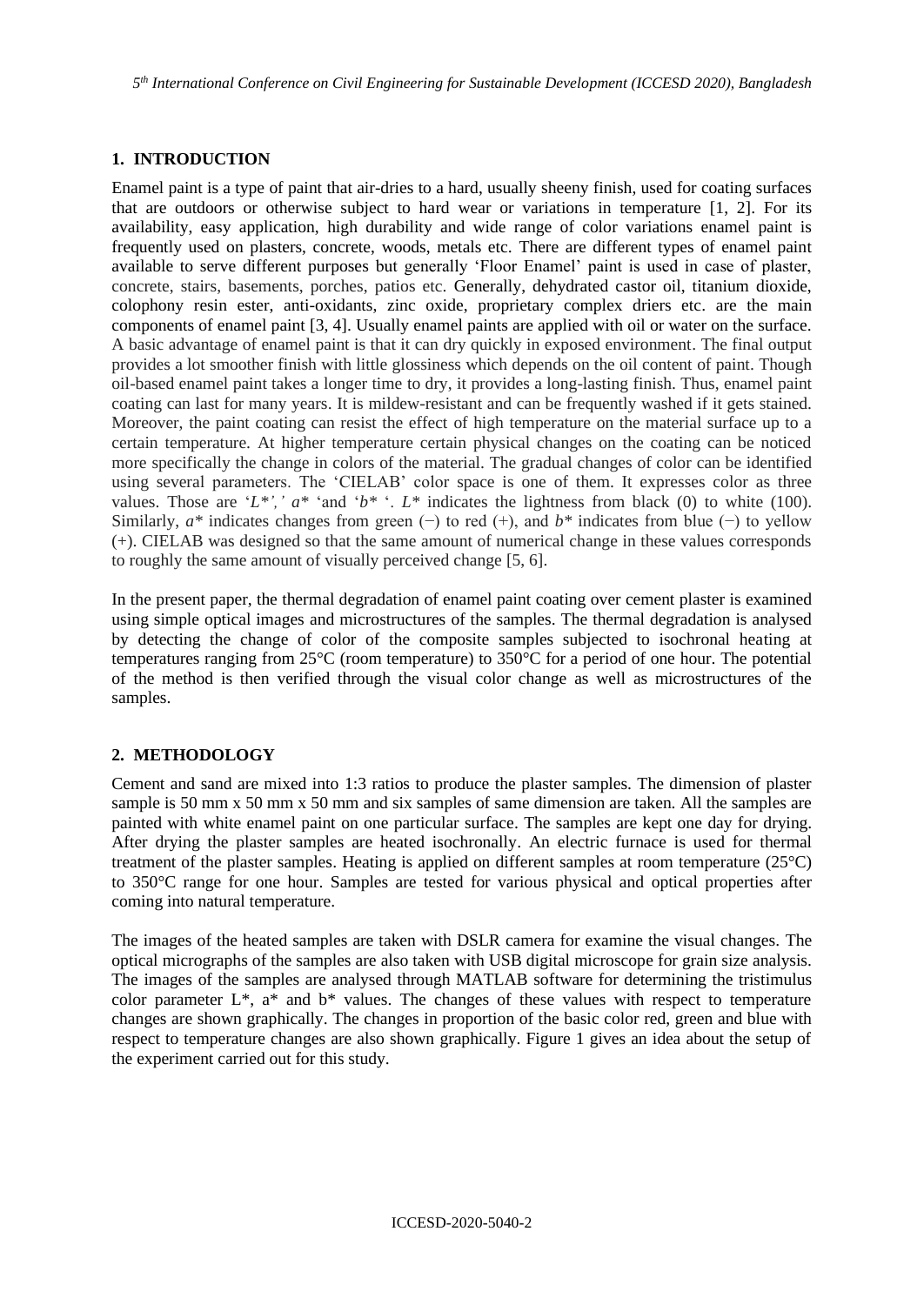## 1. INTRODUCTION

Enamel paint is a type of paint that air-dries to a hard, usually sheeny finish, used for coating surfaces that are outdoors or otherwise subject to hard wear or variations in temperature [1, 2]. For its availability, easy application, high durability and wide range of color variations enamel paint is frequently used on plasters, concrete, woods, metals etc. There are different types of enamel paint available to serve different purposes but generally 'Floor Enamel' paint is used in case of plaster, concrete, stairs, basements, porches, patios etc. Generally, dehydrated castor oil, titanium dioxide, colophony resin ester, anti-oxidants, zinc oxide, proprietary complex driers etc. are the main components of enamel paint [3, 4]. Usually enamel paints are applied with oil or water on the surface. A basic advantage of enamel paint is that it can dry quickly in exposed environment. The final output provides a lot smoother finish with little glossiness which depends on the oil content of paint. Though oil-based enamel paint takes a longer time to dry, it provides a long-lasting finish. Thus, enamel paint coating can last for many years. It is mildew-resistant and can be frequently washed if it gets stained. Moreover, the paint coating can resist the effect of high temperature on the material surface up to a certain temperature. At higher temperature certain physical changes on the coating can be noticed more specifically the change in colors of the material. The gradual changes of color can be identified using several parameters. The 'CIELAB' color space is one of them. It expresses color as three values. Those are '*L*',' *a** 'and '*b** '. *L** indicates the lightness from black (0) to white (100). Similarly, *a** indicates changes from green (−) to red (+), and *b** indicates from blue (−) to yellow (+). CIELAB was designed so that the same amount of numerical change in these values corresponds to roughly the same amount of visually perceived change [5, 6].

In the present paper, the thermal degradation of enamel paint coating over cement plaster is examined using simple optical images and microstructures of the samples. The thermal degradation is analysed by detecting the change of color of the composite samples subjected to isochronal heating at temperatures ranging from 25°C (room temperature) to 350°C for a period of one hour. The potential of the method is then verified through the visual color change as well as microstructures of the samples.

## 2. METHODOLOGY

Cement and sand are mixed into 1:3 ratios to produce the plaster samples. The dimension of plaster sample is 50 mm x 50 mm x 50 mm and six samples of same dimension are taken. All the samples are painted with white enamel paint on one particular surface. The samples are kept one day for drying. After drying the plaster samples are heated isochronally. An electric furnace is used for thermal treatment of the plaster samples. Heating is applied on different samples at room temperature (25°C) to 350°C range for one hour. Samples are tested for various physical and optical properties after coming into natural temperature.

The images of the heated samples are taken with DSLR camera for examine the visual changes. The optical micrographs of the samples are also taken with USB digital microscope for grain size analysis. The images of the samples are analysed through MATLAB software for determining the tristimulus color parameter L*, a* and b* values. The changes of these values with respect to temperature changes are shown graphically. The changes in proportion of the basic color red, green and blue with respect to temperature changes are also shown graphically. Figure 1 gives an idea about the setup of the experiment carried out for this study.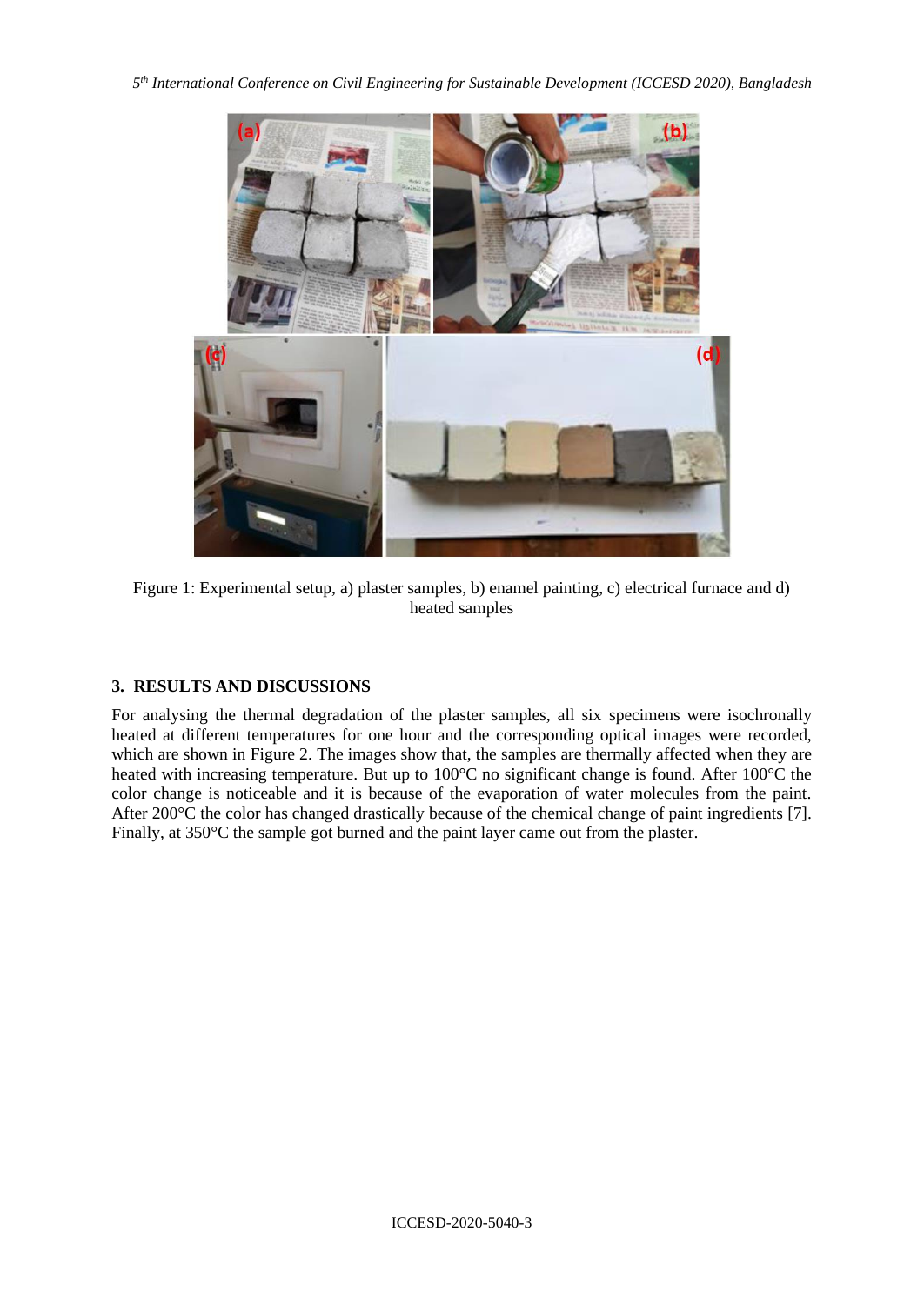Figure 1: Experimental setup, a) plaster samples, b) enamel painting, c) electrical furnace and d) heated samples

## 3. RESULTS AND DISCUSSIONS

For analysing the thermal degradation of the plaster samples, all six specimens were isochronally heated at different temperatures for one hour and the corresponding optical images were recorded, which are shown in Figure 2. The images show that, the samples are thermally affected when they are heated with increasing temperature. But up to 100°C no significant change is found. After 100°C the color change is noticeable and it is because of the evaporation of water molecules from the paint. After 200°C the color has changed drastically because of the chemical change of paint ingredients [7]. Finally, at 350°C the sample got burned and the paint layer came out from the plaster.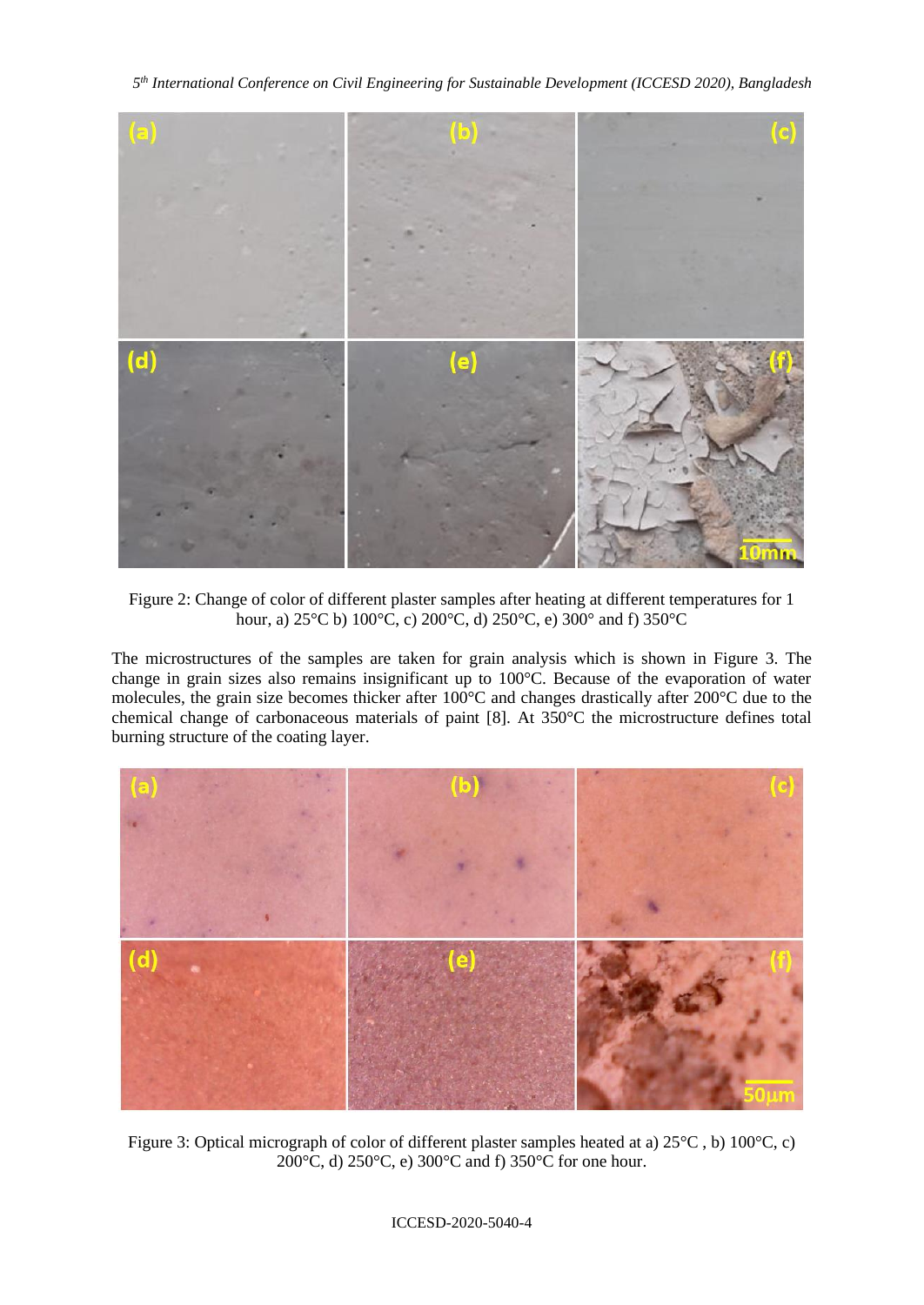Figure 2: Change of color of different plaster samples after heating at different temperatures for 1 hour, a) 25°C b) 100°C, c) 200°C, d) 250°C, e) 300° and f) 350°C

The microstructures of the samples are taken for grain analysis which is shown in Figure 3. The change in grain sizes also remains insignificant up to 100°C. Because of the evaporation of water molecules, the grain size becomes thicker after 100°C and changes drastically after 200°C due to the chemical change of carbonaceous materials of paint [8]. At 350°C the microstructure defines total burning structure of the coating layer.

Figure 3: Optical micrograph of color of different plaster samples heated at a) 25°C , b) 100°C, c) 200°C, d) 250°C, e) 300°C and f) 350°C for one hour.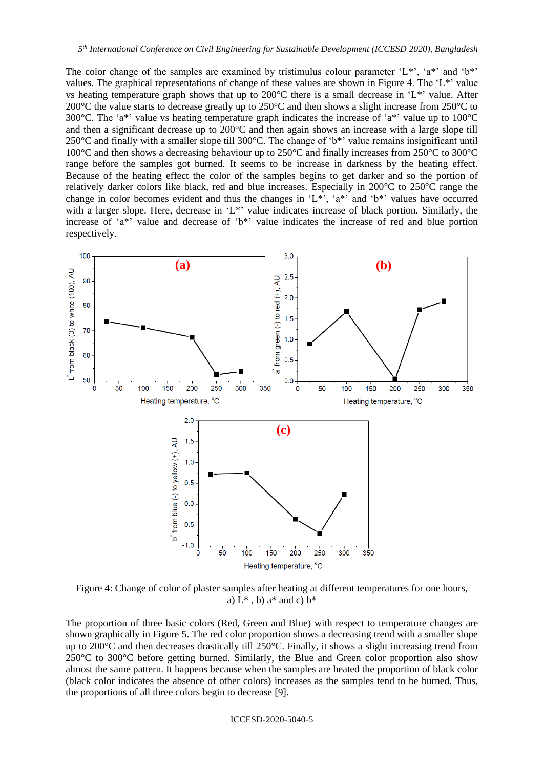The color change of the samples are examined by tristimulus colour parameter 'L*', 'a*' and 'b*' values. The graphical representations of change of these values are shown in Figure 4. The 'L*' value vs heating temperature graph shows that up to 200°C there is a small decrease in 'L*' value. After 200°C the value starts to decrease greatly up to 250°C and then shows a slight increase from 250°C to 300°C. The 'a*' value vs heating temperature graph indicates the increase of 'a*' value up to 100°C and then a significant decrease up to 200°C and then again shows an increase with a large slope till 250°C and finally with a smaller slope till 300°C. The change of 'b*' value remains insignificant until 100°C and then shows a decreasing behaviour up to 250°C and finally increases from 250°C to 300°C range before the samples got burned. It seems to be increase in darkness by the heating effect. Because of the heating effect the color of the samples begins to get darker and so the portion of relatively darker colors like black, red and blue increases. Especially in 200°C to 250°C range the change in color becomes evident and thus the changes in 'L*', 'a*' and 'b*' values have occurred with a larger slope. Here, decrease in 'L*' value indicates increase of black portion. Similarly, the increase of 'a*' value and decrease of 'b*' value indicates the increase of red and blue portion respectively.

Figure 4: Change of color of plaster samples after heating at different temperatures for one hours, a) L* , b) a* and c) b*

The proportion of three basic colors (Red, Green and Blue) with respect to temperature changes are shown graphically in Figure 5. The red color proportion shows a decreasing trend with a smaller slope up to 200°C and then decreases drastically till 250°C. Finally, it shows a slight increasing trend from 250°C to 300°C before getting burned. Similarly, the Blue and Green color proportion also show almost the same pattern. It happens because when the samples are heated the proportion of black color (black color indicates the absence of other colors) increases as the samples tend to be burned. Thus, the proportions of all three colors begin to decrease [9].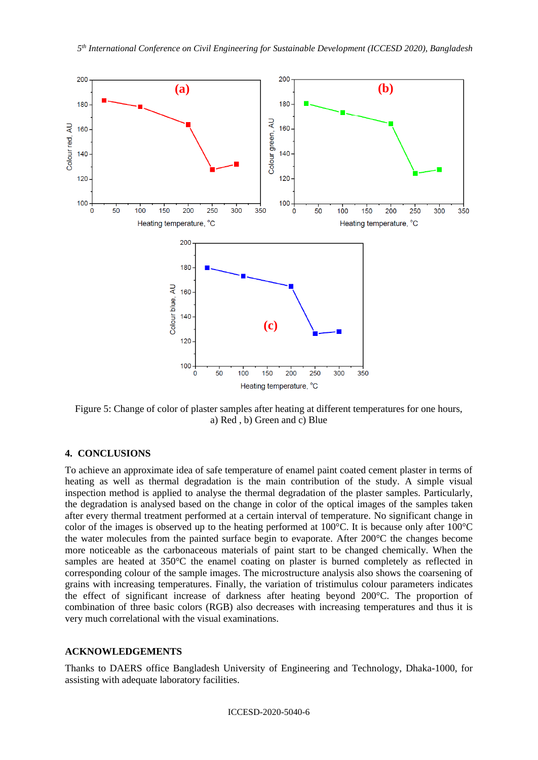Figure 5: Change of color of plaster samples after heating at different temperatures for one hours, a) Red , b) Green and c) Blue

## 4. CONCLUSIONS

To achieve an approximate idea of safe temperature of enamel paint coated cement plaster in terms of heating as well as thermal degradation is the main contribution of the study. A simple visual inspection method is applied to analyse the thermal degradation of the plaster samples. Particularly, the degradation is analysed based on the change in color of the optical images of the samples taken after every thermal treatment performed at a certain interval of temperature. No significant change in color of the images is observed up to the heating performed at 100°C. It is because only after 100°C the water molecules from the painted surface begin to evaporate. After 200°C the changes become more noticeable as the carbonaceous materials of paint start to be changed chemically. When the samples are heated at 350°C the enamel coating on plaster is burned completely as reflected in corresponding colour of the sample images. The microstructure analysis also shows the coarsening of grains with increasing temperatures. Finally, the variation of tristimulus colour parameters indicates the effect of significant increase of darkness after heating beyond 200°C. The proportion of combination of three basic colors (RGB) also decreases with increasing temperatures and thus it is very much correlational with the visual examinations.

## ACKNOWLEDGEMENTS

Thanks to DAERS office Bangladesh University of Engineering and Technology, Dhaka-1000, for assisting with adequate laboratory facilities.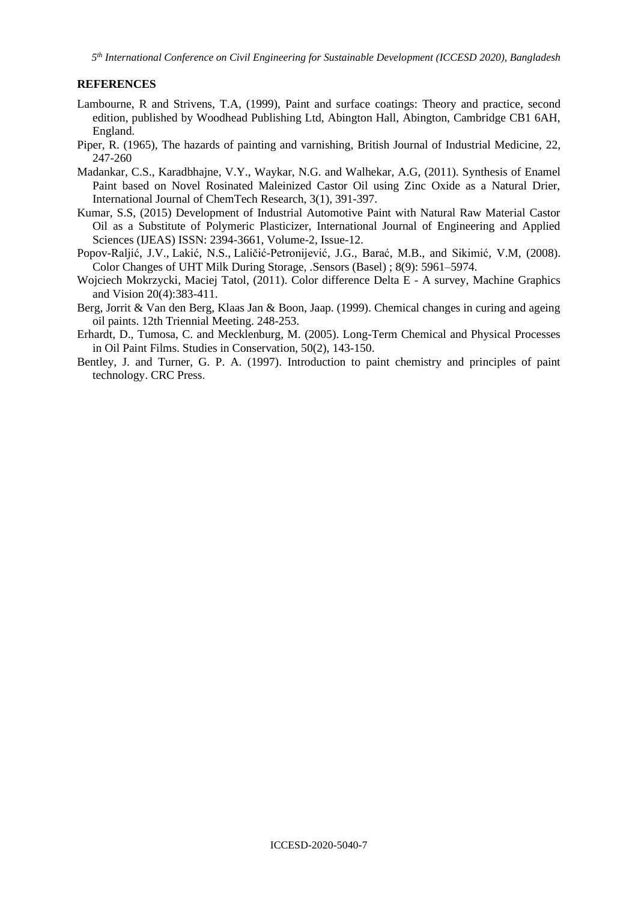## REFERENCES

Lambourne, R and Strivens, T.A, (1999), Paint and surface coatings: Theory and practice, second edition, published by Woodhead Publishing Ltd, Abington Hall, Abington, Cambridge CB1 6AH, England.

Piper, R. (1965), The hazards of painting and varnishing, British Journal of Industrial Medicine, 22, 247-260

Madankar, C.S., Karadbhajne, V.Y., Waykar, N.G. and Walhekar, A.G, (2011). Synthesis of Enamel Paint based on Novel Rosinated Maleinized Castor Oil using Zinc Oxide as a Natural Drier, International Journal of ChemTech Research, 3(1), 391-397.

Kumar, S.S, (2015) Development of Industrial Automotive Paint with Natural Raw Material Castor Oil as a Substitute of Polymeric Plasticizer, International Journal of Engineering and Applied Sciences (IJEAS) ISSN: 2394-3661, Volume-2, Issue-12.

Popov-Raljić, J.V., Lakić, N.S., Laličić-Petronijević, J.G., Barać, M.B., and Sikimić, V.M, (2008). Color Changes of UHT Milk During Storage, .Sensors (Basel) ; 8(9): 5961–5974.

Wojciech Mokrzycki, Maciej Tatol, (2011). Color difference Delta E - A survey, Machine Graphics and Vision 20(4):383-411.

Berg, Jorrit & Van den Berg, Klaas Jan & Boon, Jaap. (1999). Chemical changes in curing and ageing oil paints. 12th Triennial Meeting. 248-253.

Erhardt, D., Tumosa, C. and Mecklenburg, M. (2005). Long-Term Chemical and Physical Processes in Oil Paint Films. Studies in Conservation, 50(2), 143-150.

Bentley, J. and Turner, G. P. A. (1997). Introduction to paint chemistry and principles of paint technology. CRC Press.